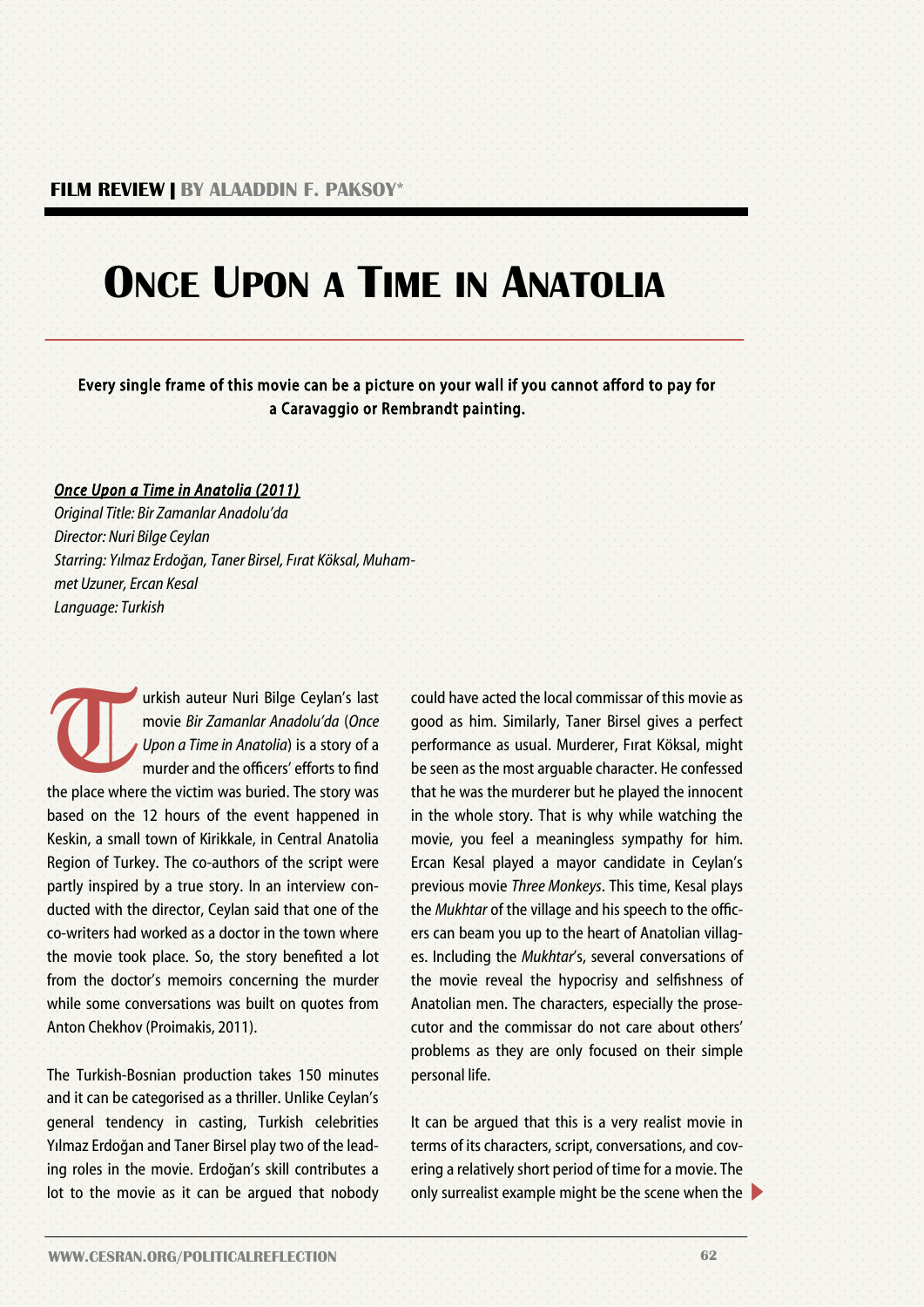FILM REVIEW | BY ALAADDIN F. PAKSOY*

# Once Upon a Time in Anatolia

**Every single frame of this movie can be a picture on your wall if you cannot afford to pay for a Caravaggio or Rembrandt painting.**

***Once Upon a Time in Anatolia (2011)***
*Original Title: Bir Zamanlar Anadolu'da*
*Director: Nuri Bilge Ceylan*
*Starring: Yılmaz Erdoğan, Taner Birsel, Fırat Köksal, Muhammet Uzuner, Ercan Kesal*
*Language: Turkish*

Turkish auteur Nuri Bilge Ceylan's last movie *Bir Zamanlar Anadolu'da* (*Once Upon a Time in Anatolia*) is a story of a murder and the officers' efforts to find the place where the victim was buried. The story was based on the 12 hours of the event happened in Keskin, a small town of Kirikkale, in Central Anatolia Region of Turkey. The co-authors of the script were partly inspired by a true story. In an interview conducted with the director, Ceylan said that one of the co-writers had worked as a doctor in the town where the movie took place. So, the story benefited a lot from the doctor's memoirs concerning the murder while some conversations was built on quotes from Anton Chekhov (Proimakis, 2011).

The Turkish-Bosnian production takes 150 minutes and it can be categorised as a thriller. Unlike Ceylan's general tendency in casting, Turkish celebrities Yılmaz Erdoğan and Taner Birsel play two of the leading roles in the movie. Erdoğan's skill contributes a lot to the movie as it can be argued that nobody could have acted the local commissar of this movie as good as him. Similarly, Taner Birsel gives a perfect performance as usual. Murderer, Fırat Köksal, might be seen as the most arguable character. He confessed that he was the murderer but he played the innocent in the whole story. That is why while watching the movie, you feel a meaningless sympathy for him. Ercan Kesal played a mayor candidate in Ceylan's previous movie *Three Monkeys*. This time, Kesal plays the *Mukhtar* of the village and his speech to the officers can beam you up to the heart of Anatolian villages. Including the *Mukhtar*'s, several conversations of the movie reveal the hypocrisy and selfishness of Anatolian men. The characters, especially the prosecutor and the commissar do not care about others' problems as they are only focused on their simple personal life.

It can be argued that this is a very realist movie in terms of its characters, script, conversations, and covering a relatively short period of time for a movie. The only surrealist example might be the scene when the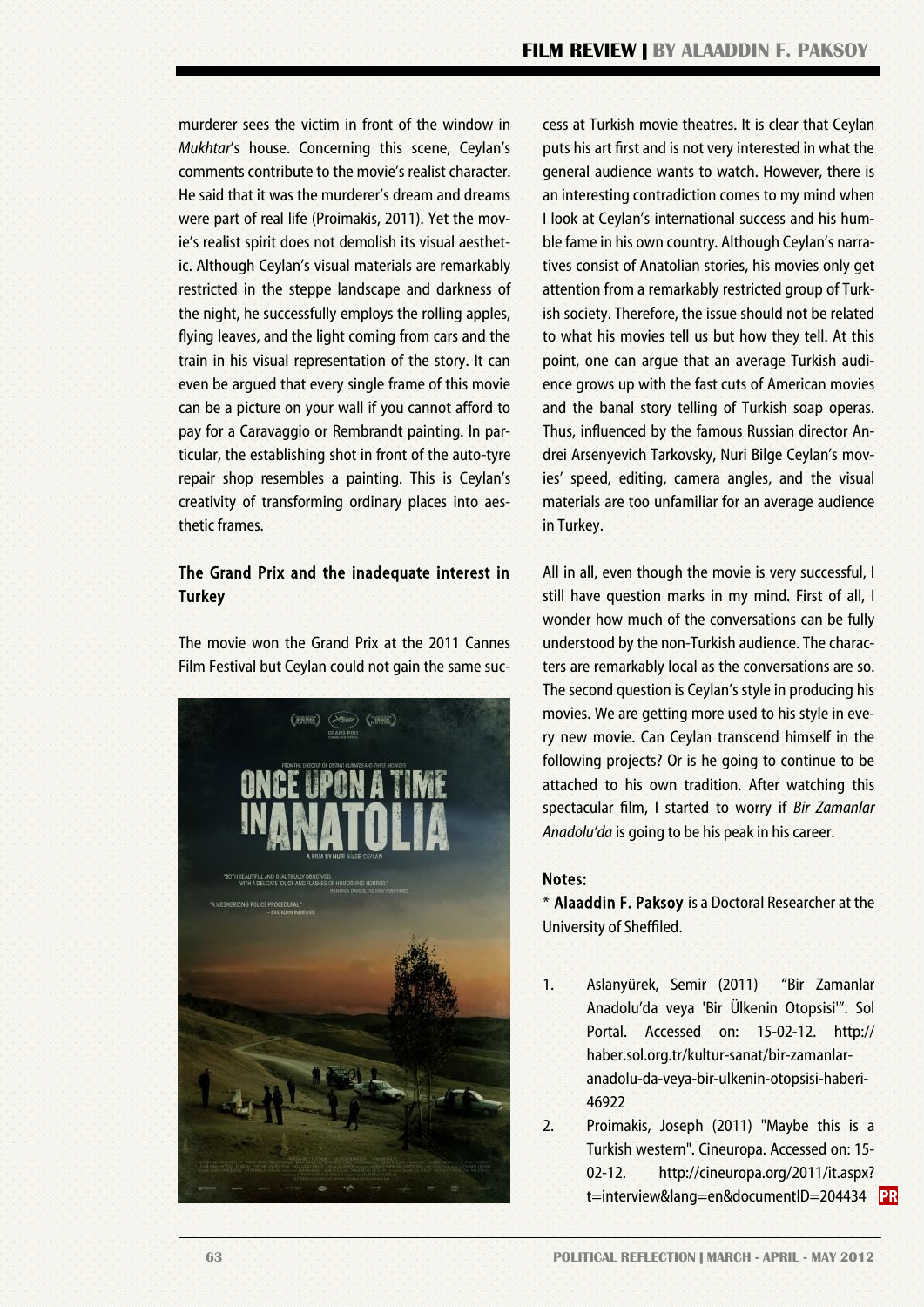murderer sees the victim in front of the window in *Mukhtar*'s house. Concerning this scene, Ceylan's comments contribute to the movie's realist character. He said that it was the murderer's dream and dreams were part of real life (Proimakis, 2011). Yet the movie's realist spirit does not demolish its visual aesthetic. Although Ceylan's visual materials are remarkably restricted in the steppe landscape and darkness of the night, he successfully employs the rolling apples, flying leaves, and the light coming from cars and the train in his visual representation of the story. It can even be argued that every single frame of this movie can be a picture on your wall if you cannot afford to pay for a Caravaggio or Rembrandt painting. In particular, the establishing shot in front of the auto-tyre repair shop resembles a painting. This is Ceylan's creativity of transforming ordinary places into aesthetic frames.

### The Grand Prix and the inadequate interest in Turkey

The movie won the Grand Prix at the 2011 Cannes Film Festival but Ceylan could not gain the same success at Turkish movie theatres. It is clear that Ceylan puts his art first and is not very interested in what the general audience wants to watch. However, there is an interesting contradiction comes to my mind when I look at Ceylan's international success and his humble fame in his own country. Although Ceylan's narratives consist of Anatolian stories, his movies only get attention from a remarkably restricted group of Turkish society. Therefore, the issue should not be related to what his movies tell us but how they tell. At this point, one can argue that an average Turkish audience grows up with the fast cuts of American movies and the banal story telling of Turkish soap operas. Thus, influenced by the famous Russian director Andrei Arsenyevich Tarkovsky, Nuri Bilge Ceylan's movies' speed, editing, camera angles, and the visual materials are too unfamiliar for an average audience in Turkey.

All in all, even though the movie is very successful, I still have question marks in my mind. First of all, I wonder how much of the conversations can be fully understood by the non-Turkish audience. The characters are remarkably local as the conversations are so. The second question is Ceylan's style in producing his movies. We are getting more used to his style in every new movie. Can Ceylan transcend himself in the following projects? Or is he going to continue to be attached to his own tradition. After watching this spectacular film, I started to worry if *Bir Zamanlar Anadolu'da* is going to be his peak in his career.

### Notes:

\* **Alaaddin F. Paksoy** is a Doctoral Researcher at the University of Sheffiled.

1. Aslanyürek, Semir (2011) "Bir Zamanlar Anadolu'da veya 'Bir Ülkenin Otopsisi'". Sol Portal. Accessed on: 15-02-12. http://haber.sol.org.tr/kultur-sanat/bir-zamanlar-anadolu-da-veya-bir-ulkenin-otopsisi-haberi-46922
2. Proimakis, Joseph (2011) "Maybe this is a Turkish western". Cineuropa. Accessed on: 15-02-12. http://cineuropa.org/2011/it.aspx?t=interview&lang=en&documentID=204434